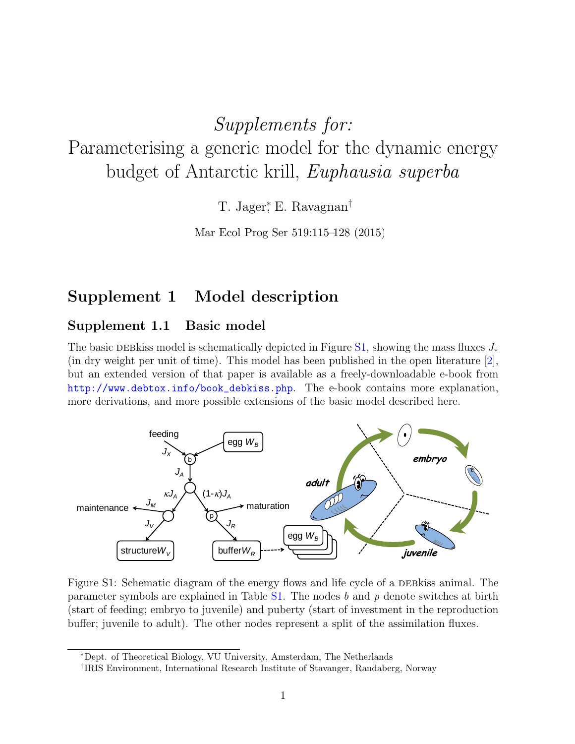# *Supplements for:* Parameterising a generic model for the dynamic energy budget of Antarctic krill, *Euphausia superba*

T. Jager*, E. Ravagnan†

Mar Ecol Prog Ser 519:115–128 (2015)

## Supplement 1 Model description

### Supplement 1.1 Basic model

The basic DEBkiss model is schematically depicted in Figure S1, showing the mass fluxes $J_*$ (in dry weight per unit of time). This model has been published in the open literature [2], but an extended version of that paper is available as a freely-downloadable e-book from http://www.debtox.info/book_debkiss.php. The e-book contains more explanation, more derivations, and more possible extensions of the basic model described here.

Figure S1: Schematic diagram of the energy flows and life cycle of a DEBkiss animal. The parameter symbols are explained in Table S1. The nodes $b$ and $p$ denote switches at birth (start of feeding; embryo to juvenile) and puberty (start of investment in the reproduction buffer; juvenile to adult). The other nodes represent a split of the assimilation fluxes.

*Dept. of Theoretical Biology, VU University, Amsterdam, The Netherlands

†IRIS Environment, International Research Institute of Stavanger, Randaberg, Norway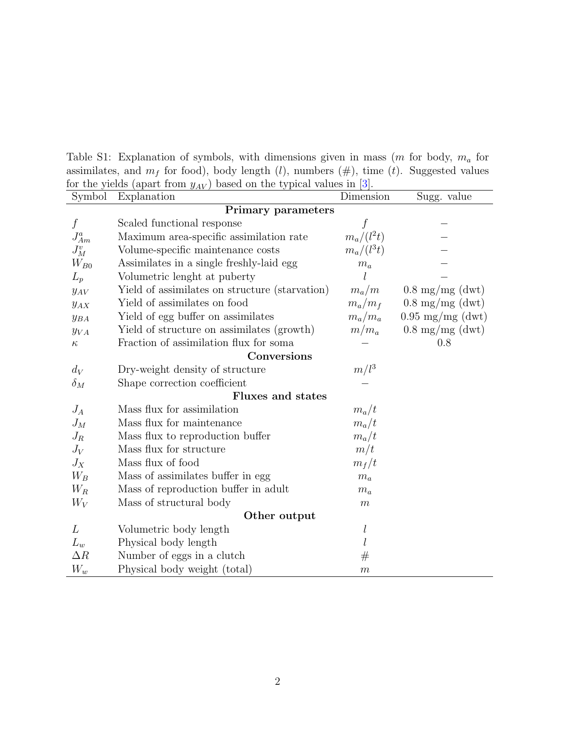Table S1: Explanation of symbols, with dimensions given in mass ($m$ for body, $m_a$ for assimilates, and $m_f$ for food), body length ($l$), numbers (#), time ($t$). Suggested values for the yields (apart from $y_{AV}$) based on the typical values in [3].

| Symbol | Explanation | Dimension | Sugg. value |
|---|---|---|---|
| | **Primary parameters** | | |
| $f$ | Scaled functional response | $f$ | – |
| $J^a_{Am}$ | Maximum area-specific assimilation rate | $m_a/(l^2 t)$ | – |
| $J^v_M$ | Volume-specific maintenance costs | $m_a/(l^3 t)$ | – |
| $W_{B0}$ | Assimilates in a single freshly-laid egg | $m_a$ | – |
| $L_p$ | Volumetric lenght at puberty | $l$ | – |
| $y_{AV}$ | Yield of assimilates on structure (starvation) | $m_a/m$ | 0.8 mg/mg (dwt) |
| $y_{AX}$ | Yield of assimilates on food | $m_a/m_f$ | 0.8 mg/mg (dwt) |
| $y_{BA}$ | Yield of egg buffer on assimilates | $m_a/m_a$ | 0.95 mg/mg (dwt) |
| $y_{VA}$ | Yield of structure on assimilates (growth) | $m/m_a$ | 0.8 mg/mg (dwt) |
| $\kappa$ | Fraction of assimilation flux for soma | – | 0.8 |
| | **Conversions** | | |
| $d_V$ | Dry-weight density of structure | $m/l^3$ | |
| $\delta_M$ | Shape correction coefficient | – | |
| | **Fluxes and states** | | |
| $J_A$ | Mass flux for assimilation | $m_a/t$ | |
| $J_M$ | Mass flux for maintenance | $m_a/t$ | |
| $J_R$ | Mass flux to reproduction buffer | $m_a/t$ | |
| $J_V$ | Mass flux for structure | $m/t$ | |
| $J_X$ | Mass flux of food | $m_f/t$ | |
| $W_B$ | Mass of assimilates buffer in egg | $m_a$ | |
| $W_R$ | Mass of reproduction buffer in adult | $m_a$ | |
| $W_V$ | Mass of structural body | $m$ | |
| | **Other output** | | |
| $L$ | Volumetric body length | $l$ | |
| $L_w$ | Physical body length | $l$ | |
| $\Delta R$ | Number of eggs in a clutch | # | |
| $W_w$ | Physical body weight (total) | $m$ | |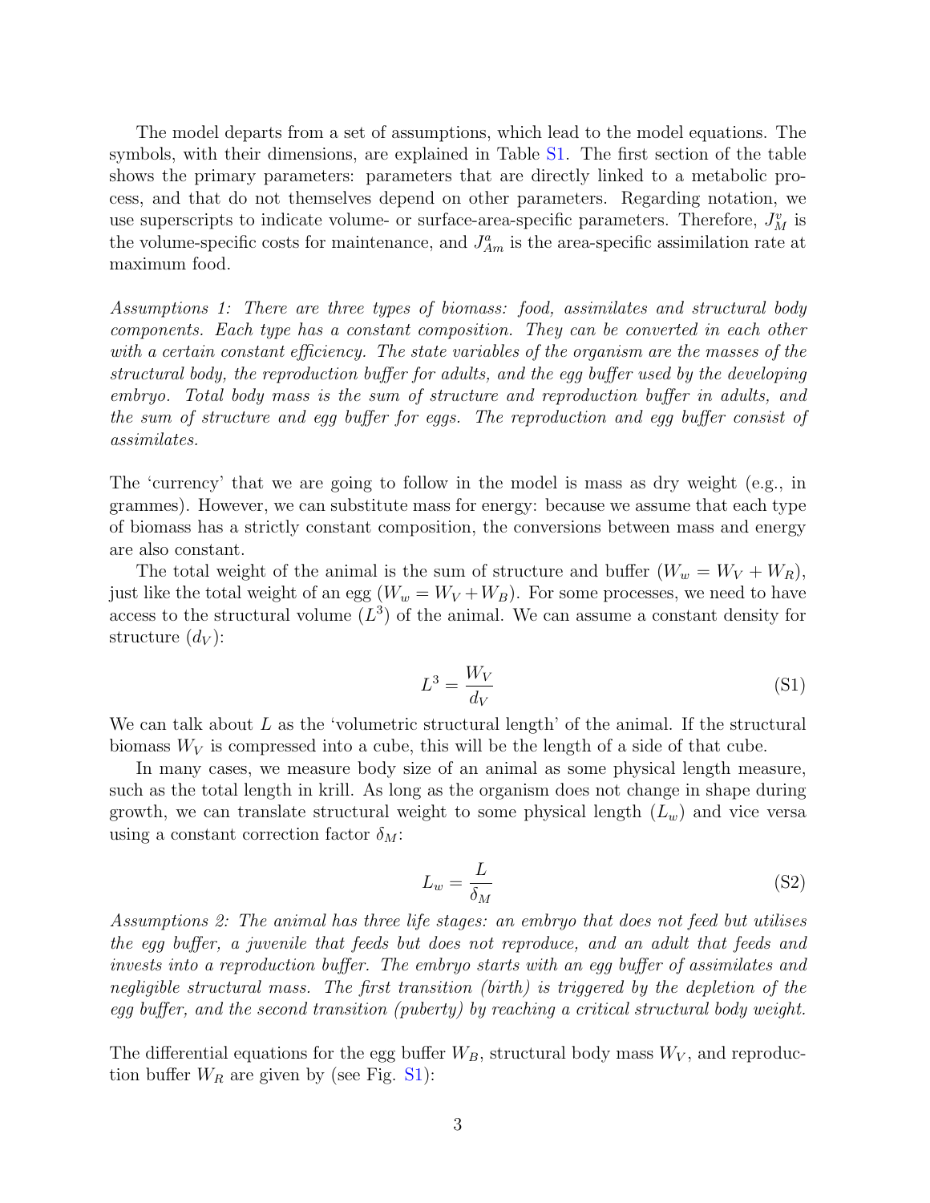The model departs from a set of assumptions, which lead to the model equations. The symbols, with their dimensions, are explained in Table S1. The first section of the table shows the primary parameters: parameters that are directly linked to a metabolic process, and that do not themselves depend on other parameters. Regarding notation, we use superscripts to indicate volume- or surface-area-specific parameters. Therefore, $J^v_M$ is the volume-specific costs for maintenance, and $J^a_{Am}$ is the area-specific assimilation rate at maximum food.

*Assumptions 1: There are three types of biomass: food, assimilates and structural body components. Each type has a constant composition. They can be converted in each other with a certain constant efficiency. The state variables of the organism are the masses of the structural body, the reproduction buffer for adults, and the egg buffer used by the developing embryo. Total body mass is the sum of structure and reproduction buffer in adults, and the sum of structure and egg buffer for eggs. The reproduction and egg buffer consist of assimilates.*

The 'currency' that we are going to follow in the model is mass as dry weight (e.g., in grammes). However, we can substitute mass for energy: because we assume that each type of biomass has a strictly constant composition, the conversions between mass and energy are also constant.

The total weight of the animal is the sum of structure and buffer ($W_w = W_V + W_R$), just like the total weight of an egg ($W_w = W_V + W_B$). For some processes, we need to have access to the structural volume ($L^3$) of the animal. We can assume a constant density for structure ($d_V$):

$$L^3 = \frac{W_V}{d_V} \tag{S1}$$

We can talk about $L$ as the 'volumetric structural length' of the animal. If the structural biomass $W_V$ is compressed into a cube, this will be the length of a side of that cube.

In many cases, we measure body size of an animal as some physical length measure, such as the total length in krill. As long as the organism does not change in shape during growth, we can translate structural weight to some physical length ($L_w$) and vice versa using a constant correction factor $\delta_M$:

$$L_w = \frac{L}{\delta_M} \tag{S2}$$

*Assumptions 2: The animal has three life stages: an embryo that does not feed but utilises the egg buffer, a juvenile that feeds but does not reproduce, and an adult that feeds and invests into a reproduction buffer. The embryo starts with an egg buffer of assimilates and negligible structural mass. The first transition (birth) is triggered by the depletion of the egg buffer, and the second transition (puberty) by reaching a critical structural body weight.*

The differential equations for the egg buffer $W_B$, structural body mass $W_V$, and reproduction buffer $W_R$ are given by (see Fig. S1):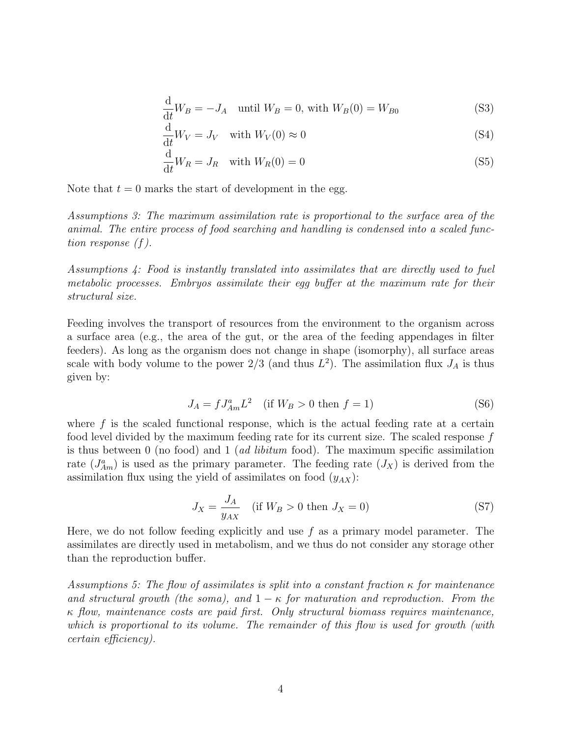$$\frac{\mathrm{d}}{\mathrm{d}t}W_B = -J_A \quad \text{until } W_B = 0\text{, with } W_B(0) = W_{B0} \tag{S3}$$

$$\frac{\mathrm{d}}{\mathrm{d}t}W_V = J_V \quad \text{with } W_V(0) \approx 0 \tag{S4}$$

$$\frac{\mathrm{d}}{\mathrm{d}t}W_R = J_R \quad \text{with } W_R(0) = 0 \tag{S5}$$

Note that $t = 0$ marks the start of development in the egg.

*Assumptions 3: The maximum assimilation rate is proportional to the surface area of the animal. The entire process of food searching and handling is condensed into a scaled function response ($f$).*

*Assumptions 4: Food is instantly translated into assimilates that are directly used to fuel metabolic processes. Embryos assimilate their egg buffer at the maximum rate for their structural size.*

Feeding involves the transport of resources from the environment to the organism across a surface area (e.g., the area of the gut, or the area of the feeding appendages in filter feeders). As long as the organism does not change in shape (isomorphy), all surface areas scale with body volume to the power 2/3 (and thus $L^2$). The assimilation flux $J_A$ is thus given by:

$$J_A = f J_{Am}^{a} L^2 \quad (\text{if } W_B > 0 \text{ then } f = 1) \tag{S6}$$

where $f$ is the scaled functional response, which is the actual feeding rate at a certain food level divided by the maximum feeding rate for its current size. The scaled response $f$ is thus between 0 (no food) and 1 (*ad libitum* food). The maximum specific assimilation rate ($J_{Am}^{a}$) is used as the primary parameter. The feeding rate ($J_X$) is derived from the assimilation flux using the yield of assimilates on food ($y_{AX}$):

$$J_X = \frac{J_A}{y_{AX}} \quad (\text{if } W_B > 0 \text{ then } J_X = 0) \tag{S7}$$

Here, we do not follow feeding explicitly and use $f$ as a primary model parameter. The assimilates are directly used in metabolism, and we thus do not consider any storage other than the reproduction buffer.

*Assumptions 5: The flow of assimilates is split into a constant fraction $\kappa$ for maintenance and structural growth (the soma), and $1 - \kappa$ for maturation and reproduction. From the $\kappa$ flow, maintenance costs are paid first. Only structural biomass requires maintenance, which is proportional to its volume. The remainder of this flow is used for growth (with certain efficiency).*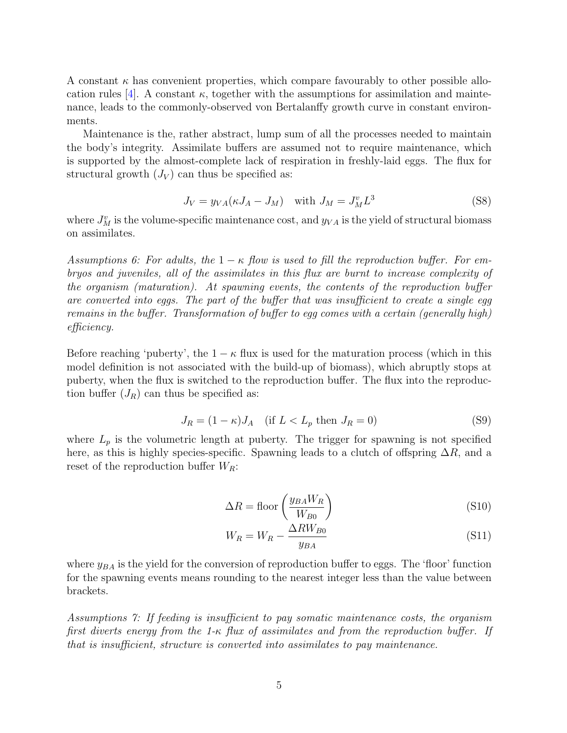A constant $\kappa$ has convenient properties, which compare favourably to other possible allocation rules [4]. A constant $\kappa$, together with the assumptions for assimilation and maintenance, leads to the commonly-observed von Bertalanffy growth curve in constant environments.

Maintenance is the, rather abstract, lump sum of all the processes needed to maintain the body's integrity. Assimilate buffers are assumed not to require maintenance, which is supported by the almost-complete lack of respiration in freshly-laid eggs. The flux for structural growth ($J_V$) can thus be specified as:

$$J_V = y_{VA}(\kappa J_A - J_M) \quad \text{with } J_M = J_M^v L^3 \tag{S8}$$

where $J_M^v$ is the volume-specific maintenance cost, and $y_{VA}$ is the yield of structural biomass on assimilates.

*Assumptions 6: For adults, the $1-\kappa$ flow is used to fill the reproduction buffer. For embryos and juveniles, all of the assimilates in this flux are burnt to increase complexity of the organism (maturation). At spawning events, the contents of the reproduction buffer are converted into eggs. The part of the buffer that was insufficient to create a single egg remains in the buffer. Transformation of buffer to egg comes with a certain (generally high) efficiency.*

Before reaching 'puberty', the $1-\kappa$ flux is used for the maturation process (which in this model definition is not associated with the build-up of biomass), which abruptly stops at puberty, when the flux is switched to the reproduction buffer. The flux into the reproduction buffer ($J_R$) can thus be specified as:

$$J_R = (1-\kappa)J_A \quad (\text{if } L < L_p \text{ then } J_R = 0) \tag{S9}$$

where $L_p$ is the volumetric length at puberty. The trigger for spawning is not specified here, as this is highly species-specific. Spawning leads to a clutch of offspring $\Delta R$, and a reset of the reproduction buffer $W_R$:

$$\Delta R = \text{floor}\left(\frac{y_{BA} W_R}{W_{B0}}\right) \tag{S10}$$

$$W_R = W_R - \frac{\Delta R W_{B0}}{y_{BA}} \tag{S11}$$

where $y_{BA}$ is the yield for the conversion of reproduction buffer to eggs. The 'floor' function for the spawning events means rounding to the nearest integer less than the value between brackets.

*Assumptions 7: If feeding is insufficient to pay somatic maintenance costs, the organism first diverts energy from the 1-$\kappa$ flux of assimilates and from the reproduction buffer. If that is insufficient, structure is converted into assimilates to pay maintenance.*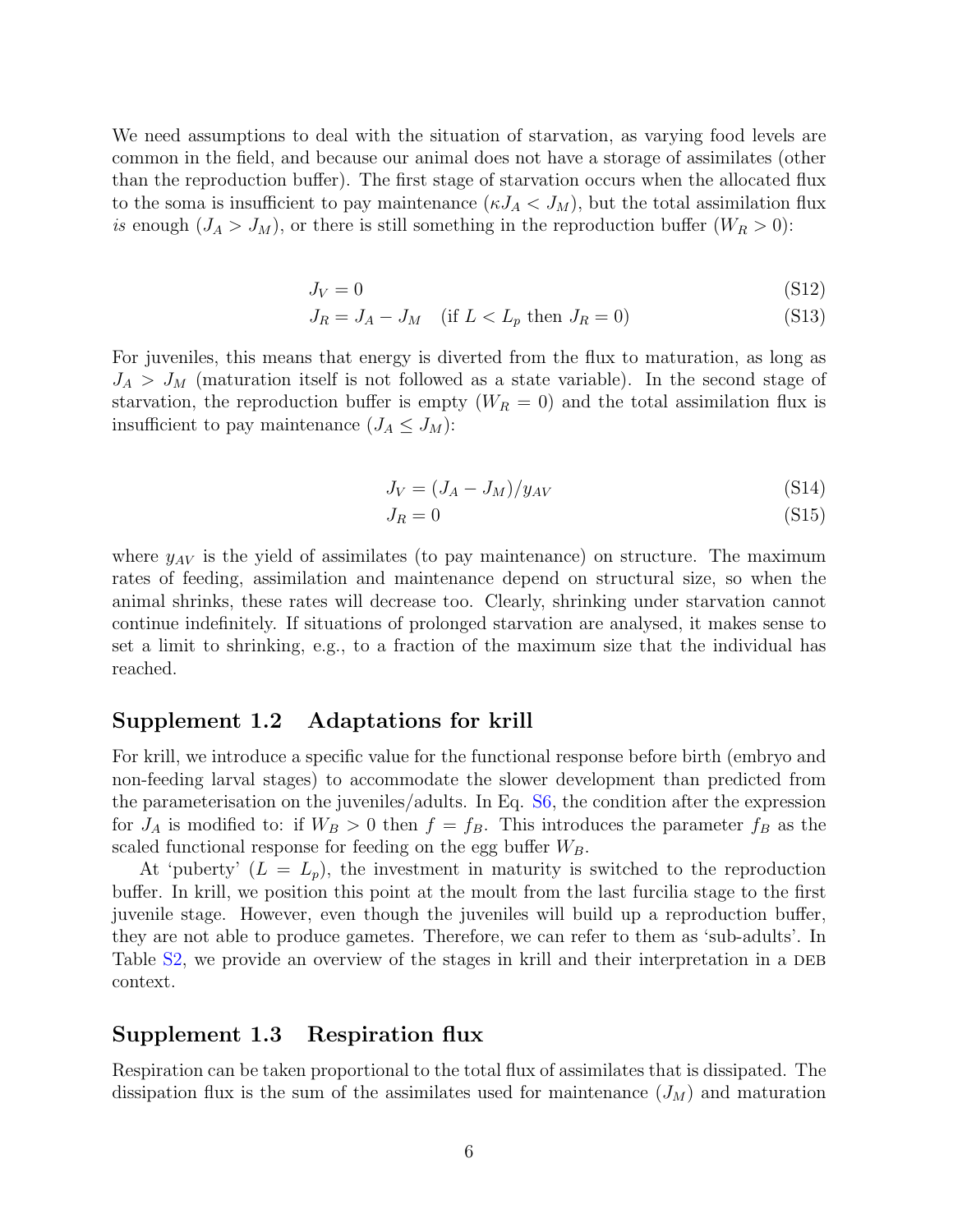We need assumptions to deal with the situation of starvation, as varying food levels are common in the field, and because our animal does not have a storage of assimilates (other than the reproduction buffer). The first stage of starvation occurs when the allocated flux to the soma is insufficient to pay maintenance ($\kappa J_A < J_M$), but the total assimilation flux *is* enough ($J_A > J_M$), or there is still something in the reproduction buffer ($W_R > 0$):

$$J_V = 0 \tag{S12}$$

$$J_R = J_A - J_M \quad (\text{if } L < L_p \text{ then } J_R = 0) \tag{S13}$$

For juveniles, this means that energy is diverted from the flux to maturation, as long as $J_A > J_M$ (maturation itself is not followed as a state variable). In the second stage of starvation, the reproduction buffer is empty ($W_R = 0$) and the total assimilation flux is insufficient to pay maintenance ($J_A \leq J_M$):

$$J_V = (J_A - J_M)/y_{AV} \tag{S14}$$

$$J_R = 0 \tag{S15}$$

where $y_{AV}$ is the yield of assimilates (to pay maintenance) on structure. The maximum rates of feeding, assimilation and maintenance depend on structural size, so when the animal shrinks, these rates will decrease too. Clearly, shrinking under starvation cannot continue indefinitely. If situations of prolonged starvation are analysed, it makes sense to set a limit to shrinking, e.g., to a fraction of the maximum size that the individual has reached.

## Supplement 1.2 Adaptations for krill

For krill, we introduce a specific value for the functional response before birth (embryo and non-feeding larval stages) to accommodate the slower development than predicted from the parameterisation on the juveniles/adults. In Eq. S6, the condition after the expression for $J_A$ is modified to: if $W_B > 0$ then $f = f_B$. This introduces the parameter $f_B$ as the scaled functional response for feeding on the egg buffer $W_B$.

At 'puberty' ($L = L_p$), the investment in maturity is switched to the reproduction buffer. In krill, we position this point at the moult from the last furcilia stage to the first juvenile stage. However, even though the juveniles will build up a reproduction buffer, they are not able to produce gametes. Therefore, we can refer to them as 'sub-adults'. In Table S2, we provide an overview of the stages in krill and their interpretation in a DEB context.

## Supplement 1.3 Respiration flux

Respiration can be taken proportional to the total flux of assimilates that is dissipated. The dissipation flux is the sum of the assimilates used for maintenance ($J_M$) and maturation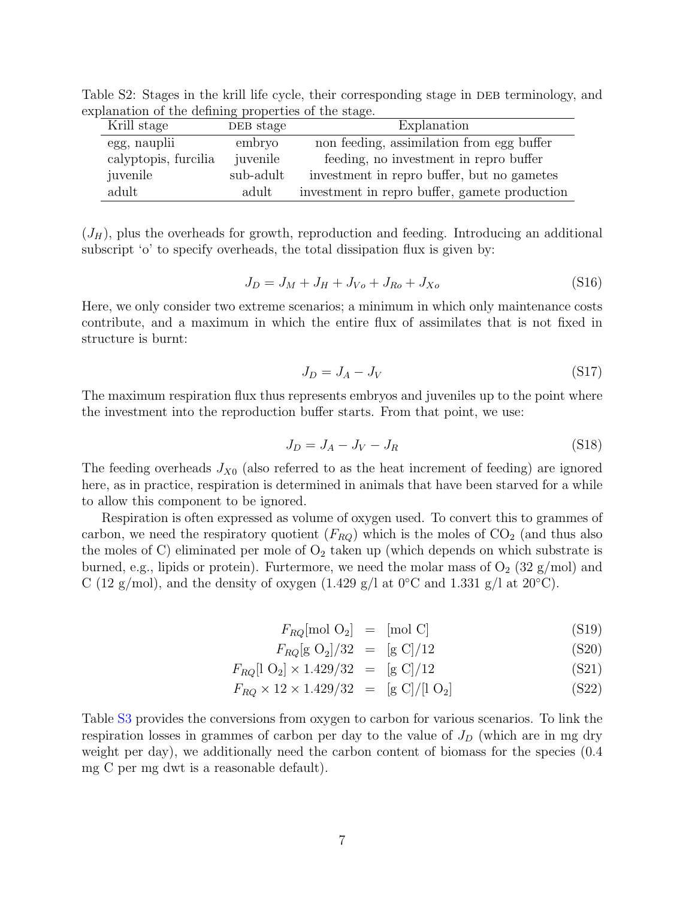Table S2: Stages in the krill life cycle, their corresponding stage in DEB terminology, and explanation of the defining properties of the stage.

| Krill stage | DEB stage | Explanation |
|---|---|---|
| egg, nauplii | embryo | non feeding, assimilation from egg buffer |
| calyptopis, furcilia | juvenile | feeding, no investment in repro buffer |
| juvenile | sub-adult | investment in repro buffer, but no gametes |
| adult | adult | investment in repro buffer, gamete production |

($J_H$), plus the overheads for growth, reproduction and feeding. Introducing an additional subscript 'o' to specify overheads, the total dissipation flux is given by:

$$J_D = J_M + J_H + J_{Vo} + J_{Ro} + J_{Xo} \tag{S16}$$

Here, we only consider two extreme scenarios; a minimum in which only maintenance costs contribute, and a maximum in which the entire flux of assimilates that is not fixed in structure is burnt:

$$J_D = J_A - J_V \tag{S17}$$

The maximum respiration flux thus represents embryos and juveniles up to the point where the investment into the reproduction buffer starts. From that point, we use:

$$J_D = J_A - J_V - J_R \tag{S18}$$

The feeding overheads $J_{X0}$ (also referred to as the heat increment of feeding) are ignored here, as in practice, respiration is determined in animals that have been starved for a while to allow this component to be ignored.

Respiration is often expressed as volume of oxygen used. To convert this to grammes of carbon, we need the respiratory quotient ($F_{RQ}$) which is the moles of $CO_2$ (and thus also the moles of C) eliminated per mole of $O_2$ taken up (which depends on which substrate is burned, e.g., lipids or protein). Furtermore, we need the molar mass of $O_2$ (32 g/mol) and C (12 g/mol), and the density of oxygen (1.429 g/l at 0°C and 1.331 g/l at 20°C).

$$F_{RQ}[\text{mol O}_2] = [\text{mol C}] \tag{S19}$$

$$F_{RQ}[\text{g O}_2]/32 = [\text{g C}]/12 \tag{S20}$$

$$F_{RQ}[\text{l O}_2] \times 1.429/32 = [\text{g C}]/12 \tag{S21}$$

$$F_{RQ} \times 12 \times 1.429/32 = [\text{g C}]/[\text{l O}_2] \tag{S22}$$

Table S3 provides the conversions from oxygen to carbon for various scenarios. To link the respiration losses in grammes of carbon per day to the value of $J_D$ (which are in mg dry weight per day), we additionally need the carbon content of biomass for the species (0.4 mg C per mg dwt is a reasonable default).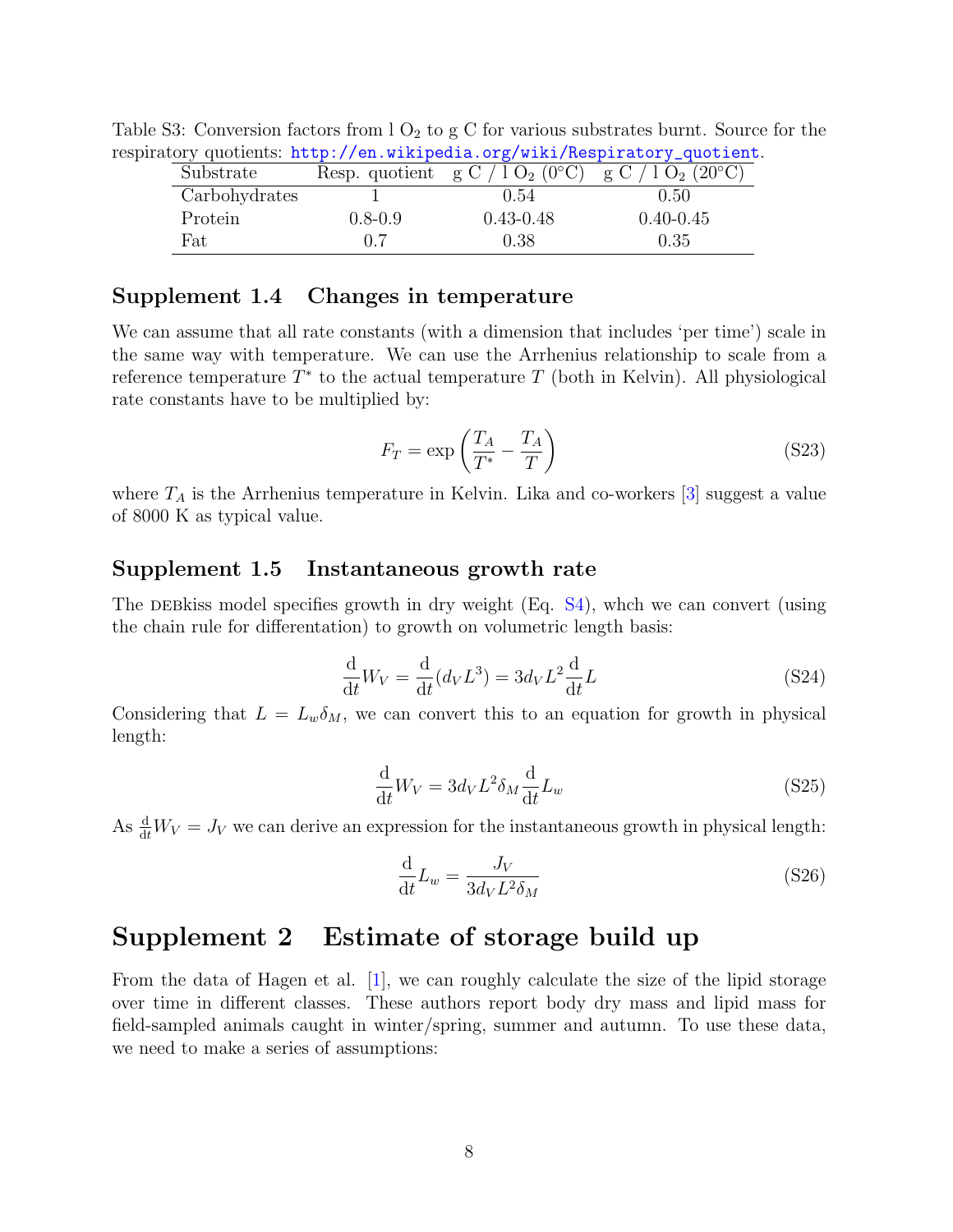Table S3: Conversion factors from l $O_2$ to g C for various substrates burnt. Source for the respiratory quotients: http://en.wikipedia.org/wiki/Respiratory_quotient.

| Substrate | Resp. quotient | g C / l $O_2$ (0°C) | g C / l $O_2$ (20°C) |
|---|---|---|---|
| Carbohydrates | 1 | 0.54 | 0.50 |
| Protein | 0.8-0.9 | 0.43-0.48 | 0.40-0.45 |
| Fat | 0.7 | 0.38 | 0.35 |

### Supplement 1.4 Changes in temperature

We can assume that all rate constants (with a dimension that includes 'per time') scale in the same way with temperature. We can use the Arrhenius relationship to scale from a reference temperature $T^*$ to the actual temperature $T$ (both in Kelvin). All physiological rate constants have to be multiplied by:

$$F_T = \exp\left(\frac{T_A}{T^*} - \frac{T_A}{T}\right) \tag{S23}$$

where $T_A$ is the Arrhenius temperature in Kelvin. Lika and co-workers [3] suggest a value of 8000 K as typical value.

### Supplement 1.5 Instantaneous growth rate

The DEBkiss model specifies growth in dry weight (Eq. S4), whch we can convert (using the chain rule for differentation) to growth on volumetric length basis:

$$\frac{\mathrm{d}}{\mathrm{d}t} W_V = \frac{\mathrm{d}}{\mathrm{d}t}(d_V L^3) = 3 d_V L^2 \frac{\mathrm{d}}{\mathrm{d}t} L \tag{S24}$$

Considering that $L = L_w \delta_M$, we can convert this to an equation for growth in physical length:

$$\frac{\mathrm{d}}{\mathrm{d}t} W_V = 3 d_V L^2 \delta_M \frac{\mathrm{d}}{\mathrm{d}t} L_w \tag{S25}$$

As $\frac{\mathrm{d}}{\mathrm{d}t} W_V = J_V$ we can derive an expression for the instantaneous growth in physical length:

$$\frac{\mathrm{d}}{\mathrm{d}t} L_w = \frac{J_V}{3 d_V L^2 \delta_M} \tag{S26}$$

## Supplement 2 Estimate of storage build up

From the data of Hagen et al. [1], we can roughly calculate the size of the lipid storage over time in different classes. These authors report body dry mass and lipid mass for field-sampled animals caught in winter/spring, summer and autumn. To use these data, we need to make a series of assumptions: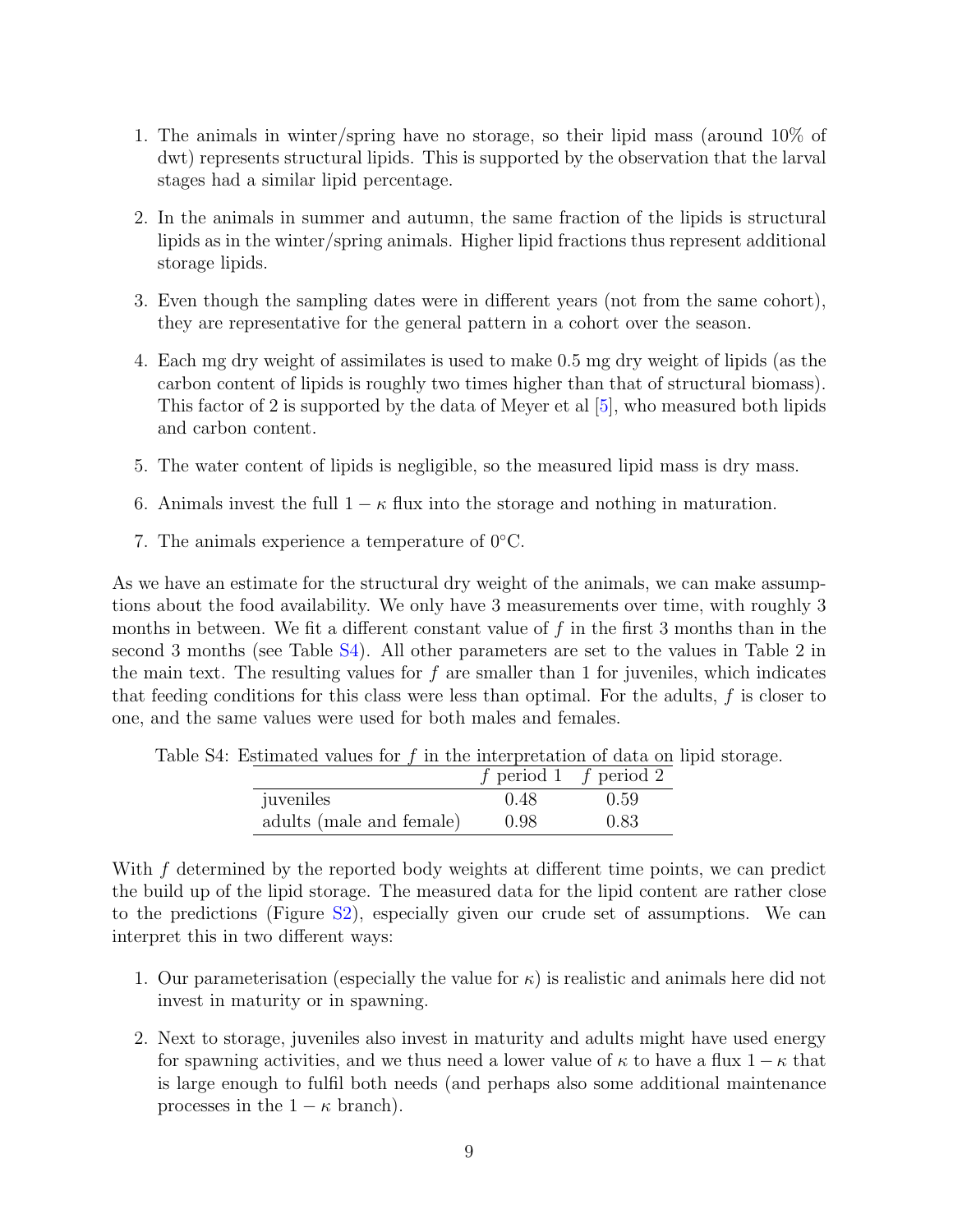1. The animals in winter/spring have no storage, so their lipid mass (around 10% of dwt) represents structural lipids. This is supported by the observation that the larval stages had a similar lipid percentage.

2. In the animals in summer and autumn, the same fraction of the lipids is structural lipids as in the winter/spring animals. Higher lipid fractions thus represent additional storage lipids.

3. Even though the sampling dates were in different years (not from the same cohort), they are representative for the general pattern in a cohort over the season.

4. Each mg dry weight of assimilates is used to make 0.5 mg dry weight of lipids (as the carbon content of lipids is roughly two times higher than that of structural biomass). This factor of 2 is supported by the data of Meyer et al [5], who measured both lipids and carbon content.

5. The water content of lipids is negligible, so the measured lipid mass is dry mass.

6. Animals invest the full $1 - \kappa$ flux into the storage and nothing in maturation.

7. The animals experience a temperature of 0°C.

As we have an estimate for the structural dry weight of the animals, we can make assumptions about the food availability. We only have 3 measurements over time, with roughly 3 months in between. We fit a different constant value of $f$ in the first 3 months than in the second 3 months (see Table S4). All other parameters are set to the values in Table 2 in the main text. The resulting values for $f$ are smaller than 1 for juveniles, which indicates that feeding conditions for this class were less than optimal. For the adults, $f$ is closer to one, and the same values were used for both males and females.

Table S4: Estimated values for $f$ in the interpretation of data on lipid storage.

| | $f$ period 1 | $f$ period 2 |
|---|---|---|
| juveniles | 0.48 | 0.59 |
| adults (male and female) | 0.98 | 0.83 |

With $f$ determined by the reported body weights at different time points, we can predict the build up of the lipid storage. The measured data for the lipid content are rather close to the predictions (Figure S2), especially given our crude set of assumptions. We can interpret this in two different ways:

1. Our parameterisation (especially the value for $\kappa$) is realistic and animals here did not invest in maturity or in spawning.

2. Next to storage, juveniles also invest in maturity and adults might have used energy for spawning activities, and we thus need a lower value of $\kappa$ to have a flux $1 - \kappa$ that is large enough to fulfil both needs (and perhaps also some additional maintenance processes in the $1 - \kappa$ branch).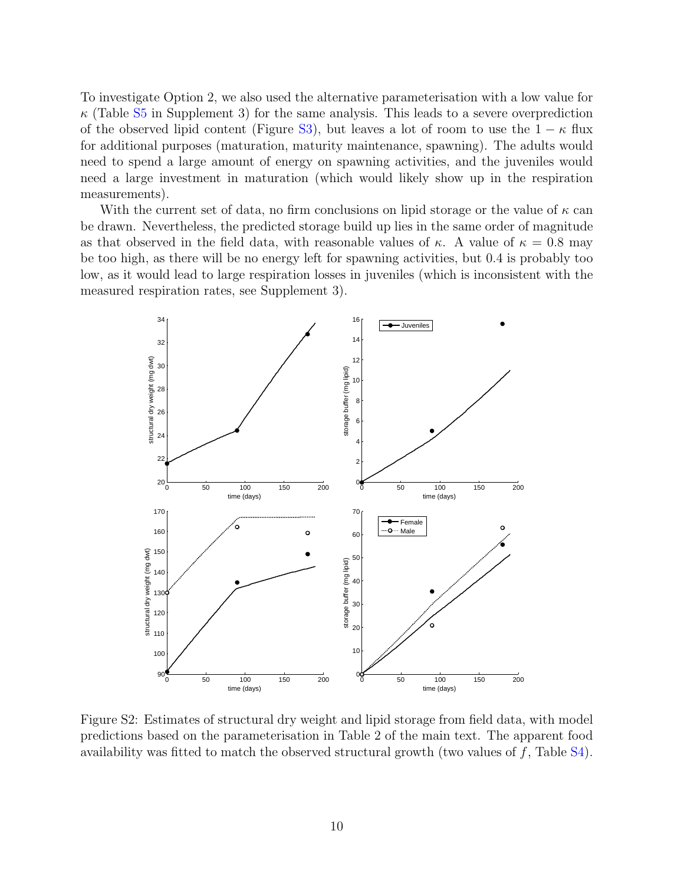To investigate Option 2, we also used the alternative parameterisation with a low value for $\kappa$ (Table S5 in Supplement 3) for the same analysis. This leads to a severe overprediction of the observed lipid content (Figure S3), but leaves a lot of room to use the $1 - \kappa$ flux for additional purposes (maturation, maturity maintenance, spawning). The adults would need to spend a large amount of energy on spawning activities, and the juveniles would need a large investment in maturation (which would likely show up in the respiration measurements).

With the current set of data, no firm conclusions on lipid storage or the value of $\kappa$ can be drawn. Nevertheless, the predicted storage build up lies in the same order of magnitude as that observed in the field data, with reasonable values of $\kappa$. A value of $\kappa = 0.8$ may be too high, as there will be no energy left for spawning activities, but 0.4 is probably too low, as it would lead to large respiration losses in juveniles (which is inconsistent with the measured respiration rates, see Supplement 3).

Figure S2: Estimates of structural dry weight and lipid storage from field data, with model predictions based on the parameterisation in Table 2 of the main text. The apparent food availability was fitted to match the observed structural growth (two values of $f$, Table S4).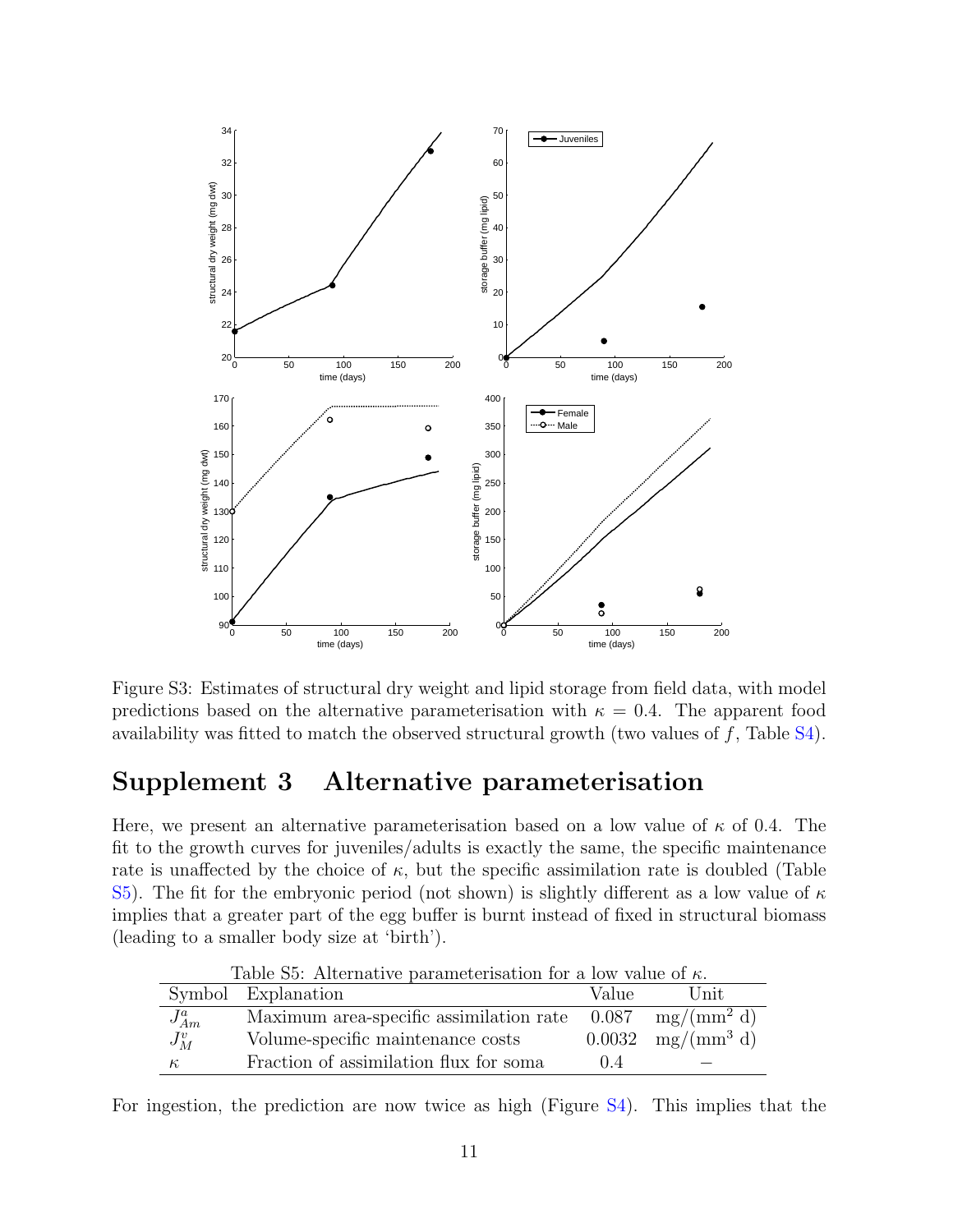Figure S3: Estimates of structural dry weight and lipid storage from field data, with model predictions based on the alternative parameterisation with $\kappa = 0.4$. The apparent food availability was fitted to match the observed structural growth (two values of $f$, Table S4).

# Supplement 3 Alternative parameterisation

Here, we present an alternative parameterisation based on a low value of $\kappa$ of 0.4. The fit to the growth curves for juveniles/adults is exactly the same, the specific maintenance rate is unaffected by the choice of $\kappa$, but the specific assimilation rate is doubled (Table S5). The fit for the embryonic period (not shown) is slightly different as a low value of $\kappa$ implies that a greater part of the egg buffer is burnt instead of fixed in structural biomass (leading to a smaller body size at 'birth').

Table S5: Alternative parameterisation for a low value of $\kappa$.

| Symbol | Explanation | Value | Unit |
|---|---|---|---|
| $J^a_{Am}$ | Maximum area-specific assimilation rate | 0.087 | mg/(mm$^2$ d) |
| $J^v_M$ | Volume-specific maintenance costs | 0.0032 | mg/(mm$^3$ d) |
| $\kappa$ | Fraction of assimilation flux for soma | 0.4 | − |

For ingestion, the prediction are now twice as high (Figure S4). This implies that the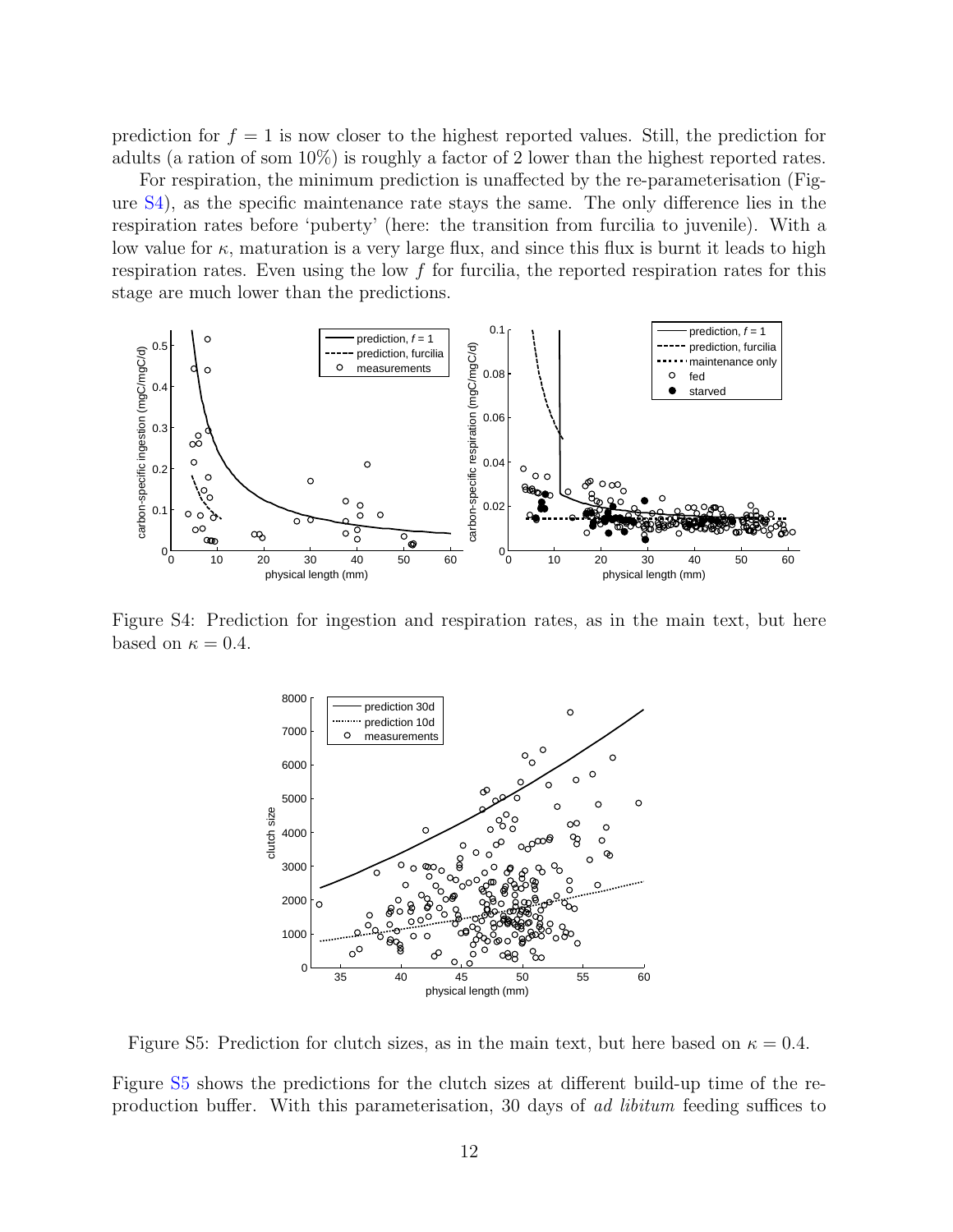prediction for $f = 1$ is now closer to the highest reported values. Still, the prediction for adults (a ration of som 10%) is roughly a factor of 2 lower than the highest reported rates.

For respiration, the minimum prediction is unaffected by the re-parameterisation (Figure S4), as the specific maintenance rate stays the same. The only difference lies in the respiration rates before 'puberty' (here: the transition from furcilia to juvenile). With a low value for $\kappa$, maturation is a very large flux, and since this flux is burnt it leads to high respiration rates. Even using the low $f$ for furcilia, the reported respiration rates for this stage are much lower than the predictions.

Figure S4: Prediction for ingestion and respiration rates, as in the main text, but here based on $\kappa = 0.4$.

Figure S5: Prediction for clutch sizes, as in the main text, but here based on $\kappa = 0.4$.

Figure S5 shows the predictions for the clutch sizes at different build-up time of the reproduction buffer. With this parameterisation, 30 days of *ad libitum* feeding suffices to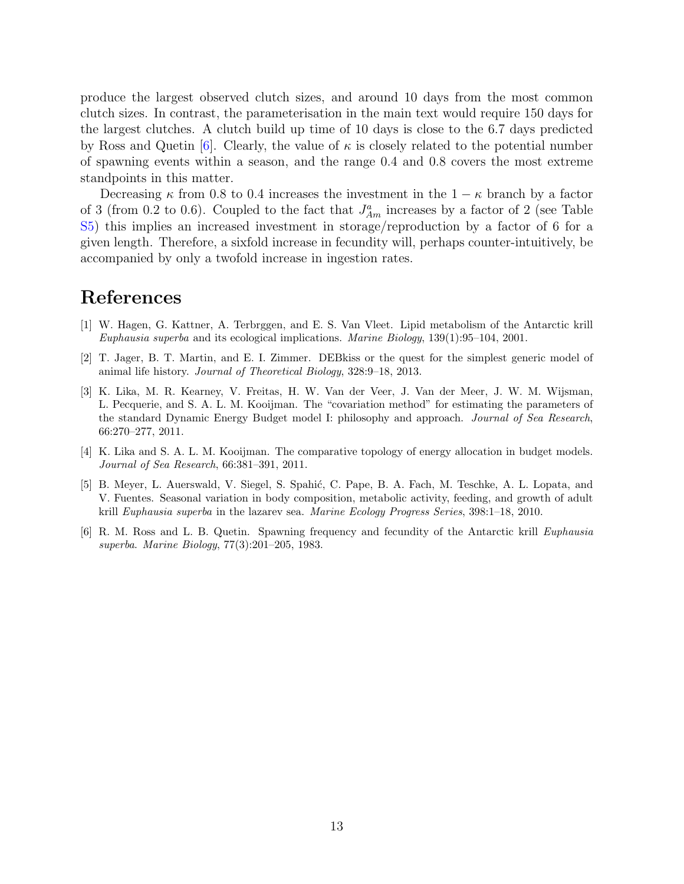produce the largest observed clutch sizes, and around 10 days from the most common clutch sizes. In contrast, the parameterisation in the main text would require 150 days for the largest clutches. A clutch build up time of 10 days is close to the 6.7 days predicted by Ross and Quetin [6]. Clearly, the value of $\kappa$ is closely related to the potential number of spawning events within a season, and the range 0.4 and 0.8 covers the most extreme standpoints in this matter.

Decreasing $\kappa$ from 0.8 to 0.4 increases the investment in the $1 - \kappa$ branch by a factor of 3 (from 0.2 to 0.6). Coupled to the fact that $J^a_{Am}$ increases by a factor of 2 (see Table S5) this implies an increased investment in storage/reproduction by a factor of 6 for a given length. Therefore, a sixfold increase in fecundity will, perhaps counter-intuitively, be accompanied by only a twofold increase in ingestion rates.

# References

[1] W. Hagen, G. Kattner, A. Terbrggen, and E. S. Van Vleet. Lipid metabolism of the Antarctic krill *Euphausia superba* and its ecological implications. *Marine Biology*, 139(1):95–104, 2001.

[2] T. Jager, B. T. Martin, and E. I. Zimmer. DEBkiss or the quest for the simplest generic model of animal life history. *Journal of Theoretical Biology*, 328:9–18, 2013.

[3] K. Lika, M. R. Kearney, V. Freitas, H. W. Van der Veer, J. Van der Meer, J. W. M. Wijsman, L. Pecquerie, and S. A. L. M. Kooijman. The "covariation method" for estimating the parameters of the standard Dynamic Energy Budget model I: philosophy and approach. *Journal of Sea Research*, 66:270–277, 2011.

[4] K. Lika and S. A. L. M. Kooijman. The comparative topology of energy allocation in budget models. *Journal of Sea Research*, 66:381–391, 2011.

[5] B. Meyer, L. Auerswald, V. Siegel, S. Spahić, C. Pape, B. A. Fach, M. Teschke, A. L. Lopata, and V. Fuentes. Seasonal variation in body composition, metabolic activity, feeding, and growth of adult krill *Euphausia superba* in the lazarev sea. *Marine Ecology Progress Series*, 398:1–18, 2010.

[6] R. M. Ross and L. B. Quetin. Spawning frequency and fecundity of the Antarctic krill *Euphausia superba*. *Marine Biology*, 77(3):201–205, 1983.